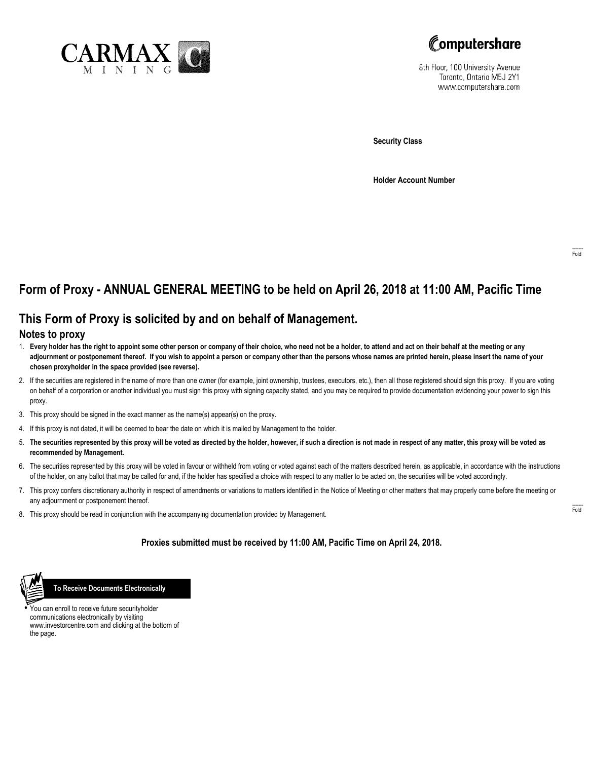CARMAX MINING

Computershare

8th Floor, 100 University Avenue
Toronto, Ontario M5J 2Y1
www.computershare.com

**Security Class**

**Holder Account Number**

## Form of Proxy - ANNUAL GENERAL MEETING to be held on April 26, 2018 at 11:00 AM, Pacific Time

## This Form of Proxy is solicited by and on behalf of Management.

### Notes to proxy

1. **Every holder has the right to appoint some other person or company of their choice, who need not be a holder, to attend and act on their behalf at the meeting or any adjournment or postponement thereof. If you wish to appoint a person or company other than the persons whose names are printed herein, please insert the name of your chosen proxyholder in the space provided (see reverse).**
2. If the securities are registered in the name of more than one owner (for example, joint ownership, trustees, executors, etc.), then all those registered should sign this proxy. If you are voting on behalf of a corporation or another individual you must sign this proxy with signing capacity stated, and you may be required to provide documentation evidencing your power to sign this proxy.
3. This proxy should be signed in the exact manner as the name(s) appear(s) on the proxy.
4. If this proxy is not dated, it will be deemed to bear the date on which it is mailed by Management to the holder.
5. **The securities represented by this proxy will be voted as directed by the holder, however, if such a direction is not made in respect of any matter, this proxy will be voted as recommended by Management.**
6. The securities represented by this proxy will be voted in favour or withheld from voting or voted against each of the matters described herein, as applicable, in accordance with the instructions of the holder, on any ballot that may be called for and, if the holder has specified a choice with respect to any matter to be acted on, the securities will be voted accordingly.
7. This proxy confers discretionary authority in respect of amendments or variations to matters identified in the Notice of Meeting or other matters that may properly come before the meeting or any adjournment or postponement thereof.
8. This proxy should be read in conjunction with the accompanying documentation provided by Management.

**Proxies submitted must be received by 11:00 AM, Pacific Time on April 24, 2018.**

**To Receive Documents Electronically**

- You can enroll to receive future securityholder communications electronically by visiting www.investorcentre.com and clicking at the bottom of the page.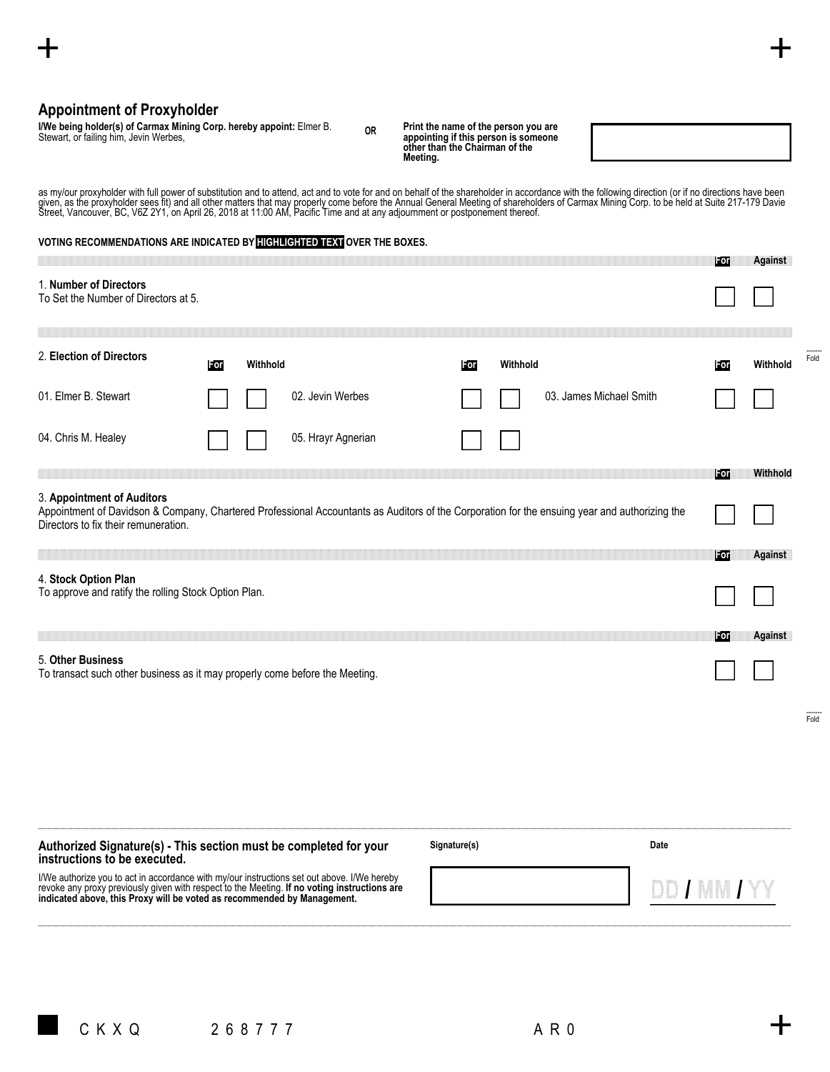## Appointment of Proxyholder

**I/We being holder(s) of Carmax Mining Corp. hereby appoint:** Elmer B. Stewart, or failing him, Jevin Werbes,

**OR**

**Print the name of the person you are appointing if this person is someone other than the Chairman of the Meeting.**

as my/our proxyholder with full power of substitution and to attend, act and to vote for and on behalf of the shareholder in accordance with the following direction (or if no directions have been given, as the proxyholder sees fit) and all other matters that may properly come before the Annual General Meeting of shareholders of Carmax Mining Corp. to be held at Suite 217-179 Davie Street, Vancouver, BC, V6Z 2Y1, on April 26, 2018 at 11:00 AM, Pacific Time and at any adjournment or postponement thereof.

**VOTING RECOMMENDATIONS ARE INDICATED BY HIGHLIGHTED TEXT OVER THE BOXES.**

| | For | Against |
|---|---|---|
| 1. **Number of Directors**<br>To Set the Number of Directors at 5. | ☐ | ☐ |

2. **Election of Directors**

| | For | Withhold | | For | Withhold | | For | Withhold |
|---|---|---|---|---|---|---|---|---|
| 01. Elmer B. Stewart | ☐ | ☐ | 02. Jevin Werbes | ☐ | ☐ | 03. James Michael Smith | ☐ | ☐ |
| 04. Chris M. Healey | ☐ | ☐ | 05. Hrayr Agnerian | ☐ | ☐ | | | |

| | For | Withhold |
|---|---|---|
| 3. **Appointment of Auditors**<br>Appointment of Davidson & Company, Chartered Professional Accountants as Auditors of the Corporation for the ensuing year and authorizing the Directors to fix their remuneration. | ☐ | ☐ |

| | For | Against |
|---|---|---|
| 4. **Stock Option Plan**<br>To approve and ratify the rolling Stock Option Plan. | ☐ | ☐ |

| | For | Against |
|---|---|---|
| 5. **Other Business**<br>To transact such other business as it may properly come before the Meeting. | ☐ | ☐ |

Fold

Fold

**Authorized Signature(s) - This section must be completed for your instructions to be executed.**

I/We authorize you to act in accordance with my/our instructions set out above. I/We hereby revoke any proxy previously given with respect to the Meeting. **If no voting instructions are indicated above, this Proxy will be voted as recommended by Management.**

Signature(s)

Date

DD / MM / YY

C K X Q 2 6 8 7 7 7 A R 0